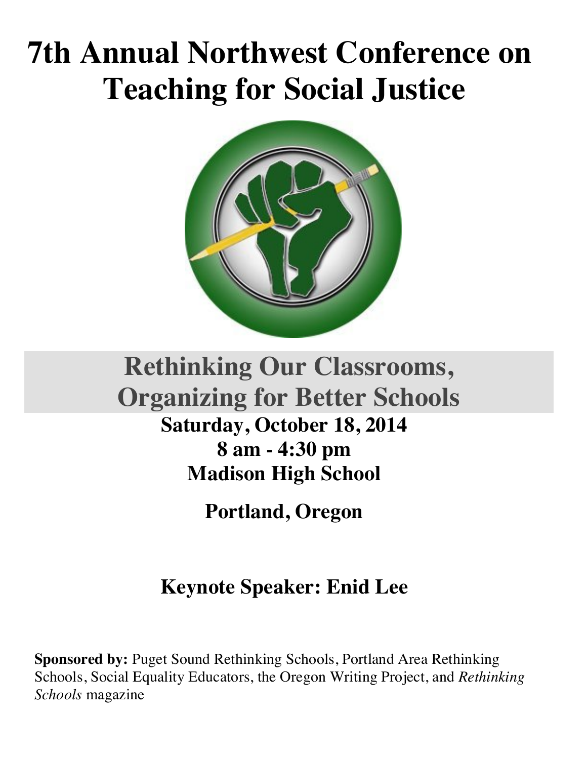# 7th Annual Northwest Conference on Teaching for Social Justice

## Rethinking Our Classrooms, Organizing for Better Schools

**Saturday, October 18, 2014**

**8 am - 4:30 pm**

**Madison High School**

**Portland, Oregon**

**Keynote Speaker: Enid Lee**

**Sponsored by:** Puget Sound Rethinking Schools, Portland Area Rethinking Schools, Social Equality Educators, the Oregon Writing Project, and *Rethinking Schools* magazine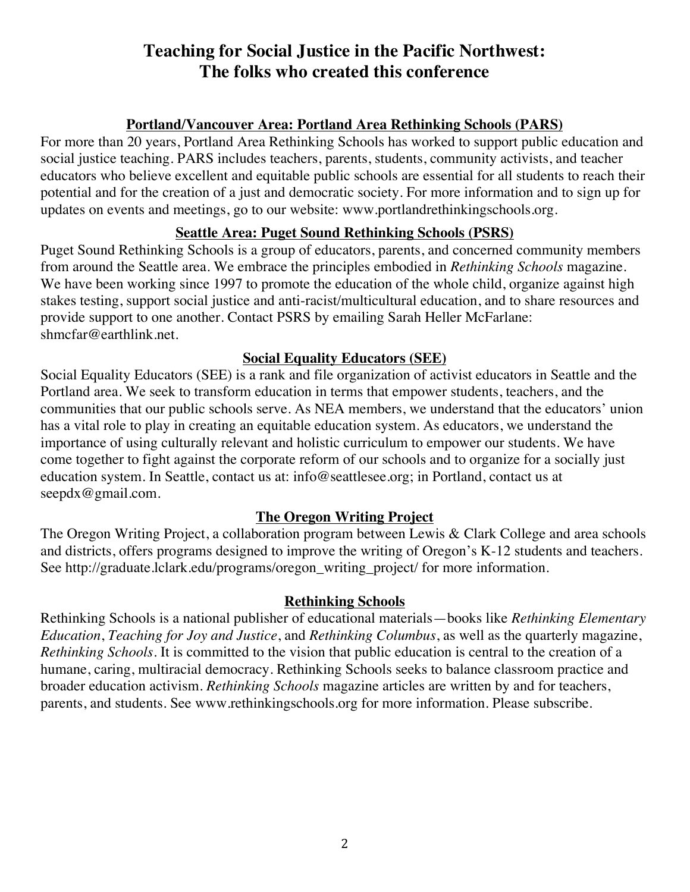# Teaching for Social Justice in the Pacific Northwest: The folks who created this conference

## Portland/Vancouver Area: Portland Area Rethinking Schools (PARS)

For more than 20 years, Portland Area Rethinking Schools has worked to support public education and social justice teaching. PARS includes teachers, parents, students, community activists, and teacher educators who believe excellent and equitable public schools are essential for all students to reach their potential and for the creation of a just and democratic society. For more information and to sign up for updates on events and meetings, go to our website: www.portlandrethinkingschools.org.

## Seattle Area: Puget Sound Rethinking Schools (PSRS)

Puget Sound Rethinking Schools is a group of educators, parents, and concerned community members from around the Seattle area. We embrace the principles embodied in *Rethinking Schools* magazine. We have been working since 1997 to promote the education of the whole child, organize against high stakes testing, support social justice and anti-racist/multicultural education, and to share resources and provide support to one another. Contact PSRS by emailing Sarah Heller McFarlane: shmcfar@earthlink.net.

## Social Equality Educators (SEE)

Social Equality Educators (SEE) is a rank and file organization of activist educators in Seattle and the Portland area. We seek to transform education in terms that empower students, teachers, and the communities that our public schools serve. As NEA members, we understand that the educators' union has a vital role to play in creating an equitable education system. As educators, we understand the importance of using culturally relevant and holistic curriculum to empower our students. We have come together to fight against the corporate reform of our schools and to organize for a socially just education system. In Seattle, contact us at: info@seattlesee.org; in Portland, contact us at seepdx@gmail.com.

## The Oregon Writing Project

The Oregon Writing Project, a collaboration program between Lewis & Clark College and area schools and districts, offers programs designed to improve the writing of Oregon's K-12 students and teachers. See http://graduate.lclark.edu/programs/oregon_writing_project/ for more information.

## Rethinking Schools

Rethinking Schools is a national publisher of educational materials—books like *Rethinking Elementary Education*, *Teaching for Joy and Justice*, and *Rethinking Columbus*, as well as the quarterly magazine, *Rethinking Schools*. It is committed to the vision that public education is central to the creation of a humane, caring, multiracial democracy. Rethinking Schools seeks to balance classroom practice and broader education activism. *Rethinking Schools* magazine articles are written by and for teachers, parents, and students. See www.rethinkingschools.org for more information. Please subscribe.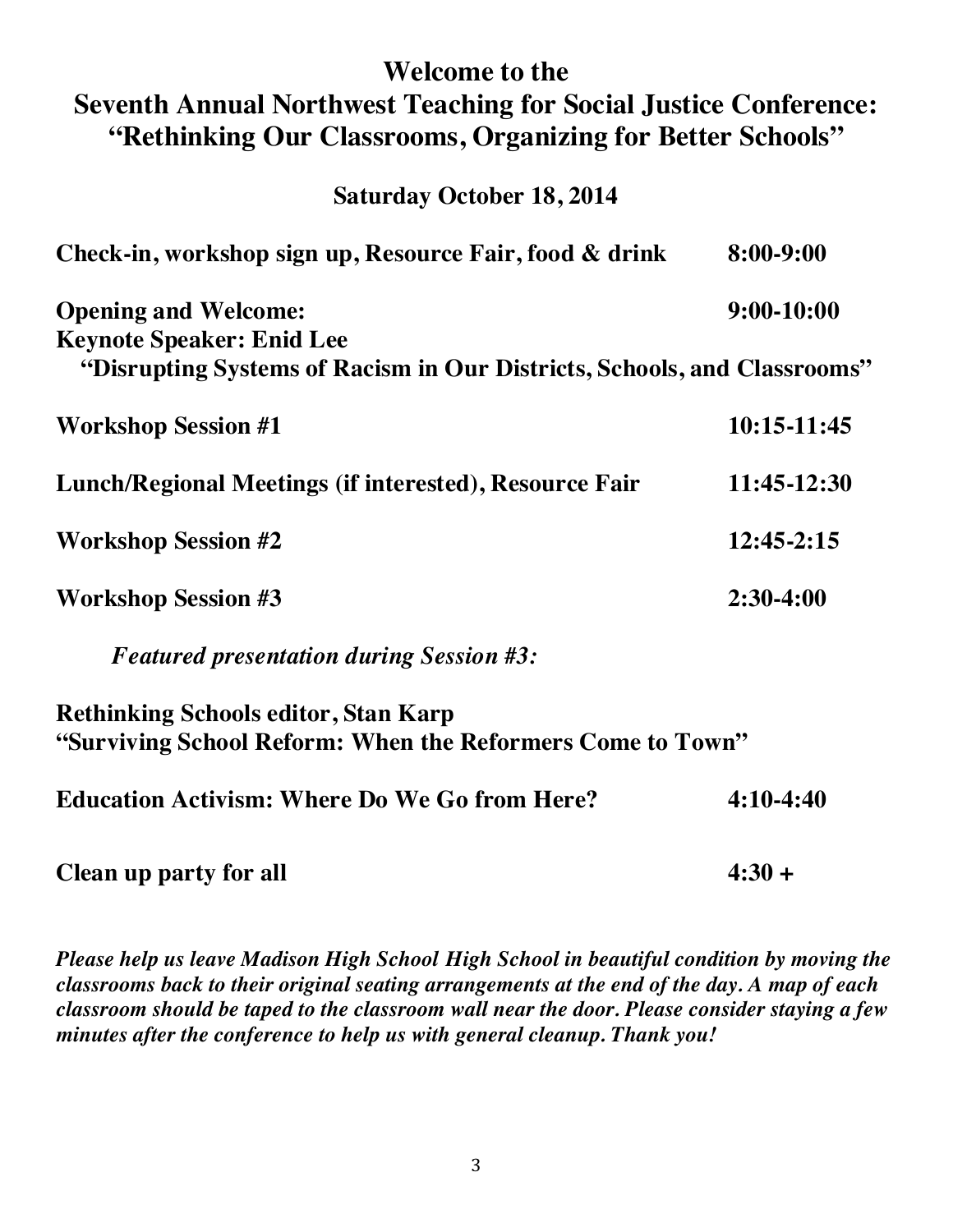# Welcome to the
# Seventh Annual Northwest Teaching for Social Justice Conference: "Rethinking Our Classrooms, Organizing for Better Schools"

## Saturday October 18, 2014

| | |
|---|---|
| **Check-in, workshop sign up, Resource Fair, food & drink** | **8:00-9:00** |
| **Opening and Welcome:** | **9:00-10:00** |

**Keynote Speaker: Enid Lee**
**"Disrupting Systems of Racism in Our Districts, Schools, and Classrooms"**

| | |
|---|---|
| **Workshop Session #1** | **10:15-11:45** |
| **Lunch/Regional Meetings (if interested), Resource Fair** | **11:45-12:30** |
| **Workshop Session #2** | **12:45-2:15** |
| **Workshop Session #3** | **2:30-4:00** |

***Featured presentation during Session #3:***

**Rethinking Schools editor, Stan Karp**
**"Surviving School Reform: When the Reformers Come to Town"**

| | |
|---|---|
| **Education Activism: Where Do We Go from Here?** | **4:10-4:40** |
| **Clean up party for all** | **4:30 +** |

***Please help us leave Madison High School High School in beautiful condition by moving the classrooms back to their original seating arrangements at the end of the day. A map of each classroom should be taped to the classroom wall near the door. Please consider staying a few minutes after the conference to help us with general cleanup. Thank you!***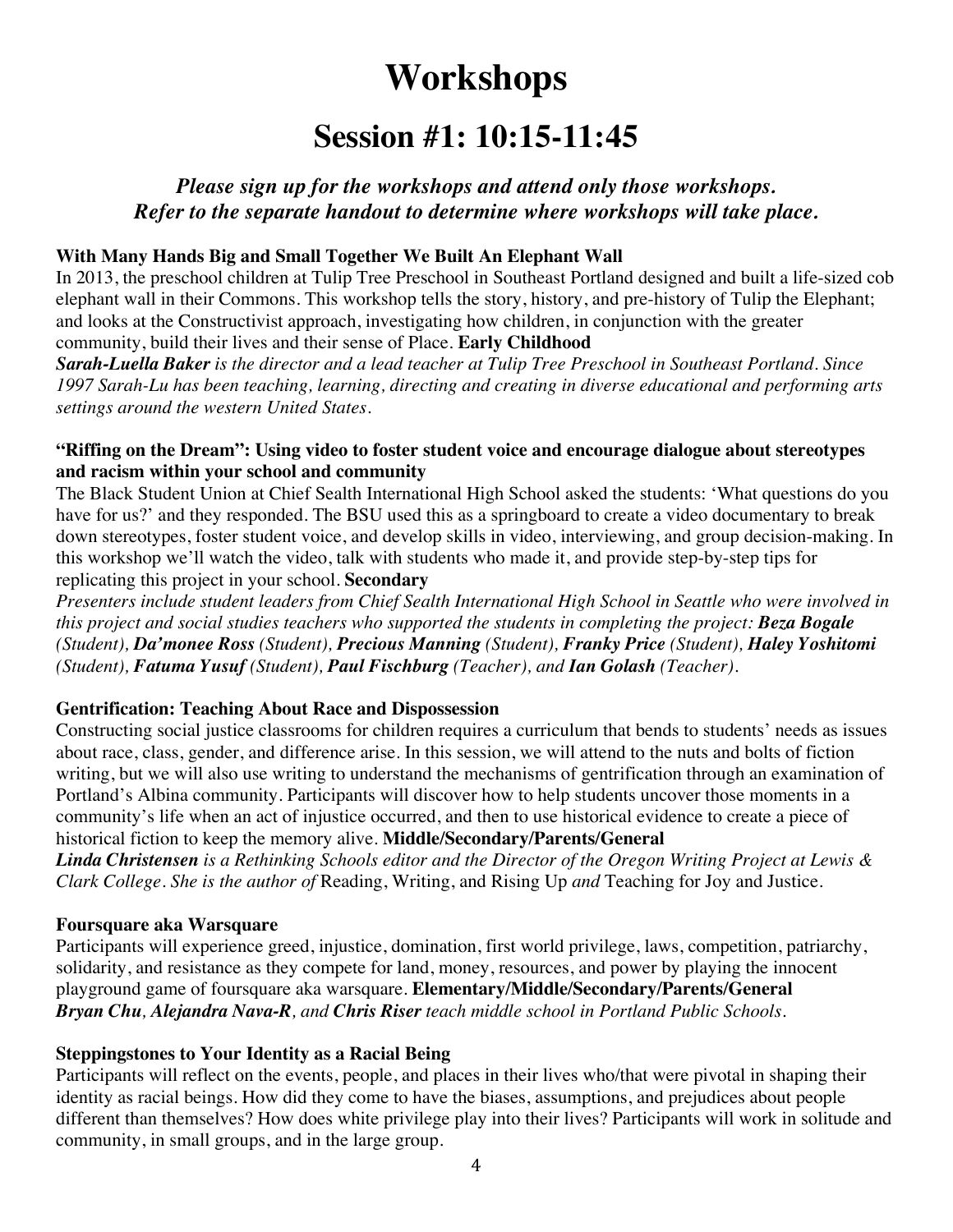# Workshops

## Session #1: 10:15-11:45

***Please sign up for the workshops and attend only those workshops.***
***Refer to the separate handout to determine where workshops will take place.***

**With Many Hands Big and Small Together We Built An Elephant Wall**

In 2013, the preschool children at Tulip Tree Preschool in Southeast Portland designed and built a life-sized cob elephant wall in their Commons. This workshop tells the story, history, and pre-history of Tulip the Elephant; and looks at the Constructivist approach, investigating how children, in conjunction with the greater community, build their lives and their sense of Place. **Early Childhood**

***Sarah-Luella Baker*** *is the director and a lead teacher at Tulip Tree Preschool in Southeast Portland. Since 1997 Sarah-Lu has been teaching, learning, directing and creating in diverse educational and performing arts settings around the western United States.*

**"Riffing on the Dream": Using video to foster student voice and encourage dialogue about stereotypes and racism within your school and community**

The Black Student Union at Chief Sealth International High School asked the students: 'What questions do you have for us?' and they responded. The BSU used this as a springboard to create a video documentary to break down stereotypes, foster student voice, and develop skills in video, interviewing, and group decision-making. In this workshop we'll watch the video, talk with students who made it, and provide step-by-step tips for replicating this project in your school. **Secondary**

*Presenters include student leaders from Chief Sealth International High School in Seattle who were involved in this project and social studies teachers who supported the students in completing the project:* ***Beza Bogale*** *(Student),* ***Da'monee Ross*** *(Student),* ***Precious Manning*** *(Student),* ***Franky Price*** *(Student),* ***Haley Yoshitomi*** *(Student),* ***Fatuma Yusuf*** *(Student),* ***Paul Fischburg*** *(Teacher), and* ***Ian Golash*** *(Teacher).*

**Gentrification: Teaching About Race and Dispossession**

Constructing social justice classrooms for children requires a curriculum that bends to students' needs as issues about race, class, gender, and difference arise. In this session, we will attend to the nuts and bolts of fiction writing, but we will also use writing to understand the mechanisms of gentrification through an examination of Portland's Albina community. Participants will discover how to help students uncover those moments in a community's life when an act of injustice occurred, and then to use historical evidence to create a piece of historical fiction to keep the memory alive. **Middle/Secondary/Parents/General**

***Linda Christensen*** *is a Rethinking Schools editor and the Director of the Oregon Writing Project at Lewis & Clark College. She is the author of* Reading, Writing, and Rising Up *and* Teaching for Joy and Justice.

**Foursquare aka Warsquare**

Participants will experience greed, injustice, domination, first world privilege, laws, competition, patriarchy, solidarity, and resistance as they compete for land, money, resources, and power by playing the innocent playground game of foursquare aka warsquare. **Elementary/Middle/Secondary/Parents/General**

***Bryan Chu****,* ***Alejandra Nava-R****, and* ***Chris Riser*** *teach middle school in Portland Public Schools.*

**Steppingstones to Your Identity as a Racial Being**

Participants will reflect on the events, people, and places in their lives who/that were pivotal in shaping their identity as racial beings. How did they come to have the biases, assumptions, and prejudices about people different than themselves? How does white privilege play into their lives? Participants will work in solitude and community, in small groups, and in the large group.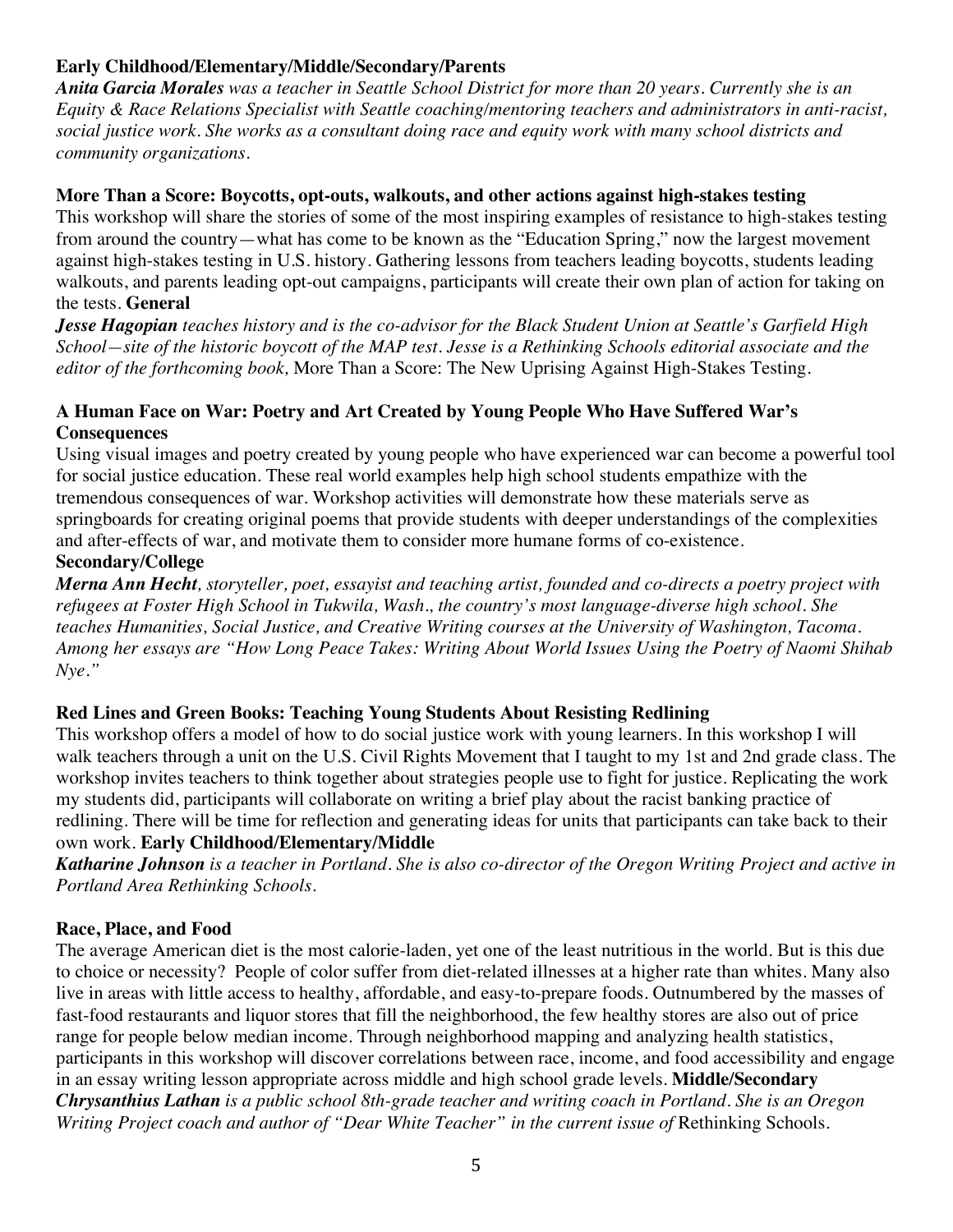**Early Childhood/Elementary/Middle/Secondary/Parents**

***Anita Garcia Morales*** *was a teacher in Seattle School District for more than 20 years. Currently she is an Equity & Race Relations Specialist with Seattle coaching/mentoring teachers and administrators in anti-racist, social justice work. She works as a consultant doing race and equity work with many school districts and community organizations.*

**More Than a Score: Boycotts, opt-outs, walkouts, and other actions against high-stakes testing**

This workshop will share the stories of some of the most inspiring examples of resistance to high-stakes testing from around the country—what has come to be known as the "Education Spring," now the largest movement against high-stakes testing in U.S. history. Gathering lessons from teachers leading boycotts, students leading walkouts, and parents leading opt-out campaigns, participants will create their own plan of action for taking on the tests. **General**

***Jesse Hagopian*** *teaches history and is the co-advisor for the Black Student Union at Seattle's Garfield High School—site of the historic boycott of the MAP test. Jesse is a Rethinking Schools editorial associate and the editor of the forthcoming book,* More Than a Score: The New Uprising Against High-Stakes Testing.

**A Human Face on War: Poetry and Art Created by Young People Who Have Suffered War's Consequences**

Using visual images and poetry created by young people who have experienced war can become a powerful tool for social justice education. These real world examples help high school students empathize with the tremendous consequences of war. Workshop activities will demonstrate how these materials serve as springboards for creating original poems that provide students with deeper understandings of the complexities and after-effects of war, and motivate them to consider more humane forms of co-existence.

**Secondary/College**

***Merna Ann Hecht****, storyteller, poet, essayist and teaching artist, founded and co-directs a poetry project with refugees at Foster High School in Tukwila, Wash., the country's most language-diverse high school. She teaches Humanities, Social Justice, and Creative Writing courses at the University of Washington, Tacoma. Among her essays are "How Long Peace Takes: Writing About World Issues Using the Poetry of Naomi Shihab Nye."*

**Red Lines and Green Books: Teaching Young Students About Resisting Redlining**

This workshop offers a model of how to do social justice work with young learners. In this workshop I will walk teachers through a unit on the U.S. Civil Rights Movement that I taught to my 1st and 2nd grade class. The workshop invites teachers to think together about strategies people use to fight for justice. Replicating the work my students did, participants will collaborate on writing a brief play about the racist banking practice of redlining. There will be time for reflection and generating ideas for units that participants can take back to their own work. **Early Childhood/Elementary/Middle**

***Katharine Johnson*** *is a teacher in Portland. She is also co-director of the Oregon Writing Project and active in Portland Area Rethinking Schools.*

**Race, Place, and Food**

The average American diet is the most calorie-laden, yet one of the least nutritious in the world. But is this due to choice or necessity? People of color suffer from diet-related illnesses at a higher rate than whites. Many also live in areas with little access to healthy, affordable, and easy-to-prepare foods. Outnumbered by the masses of fast-food restaurants and liquor stores that fill the neighborhood, the few healthy stores are also out of price range for people below median income. Through neighborhood mapping and analyzing health statistics, participants in this workshop will discover correlations between race, income, and food accessibility and engage in an essay writing lesson appropriate across middle and high school grade levels. **Middle/Secondary**

***Chrysanthius Lathan*** *is a public school 8th-grade teacher and writing coach in Portland. She is an Oregon Writing Project coach and author of "Dear White Teacher" in the current issue of* Rethinking Schools.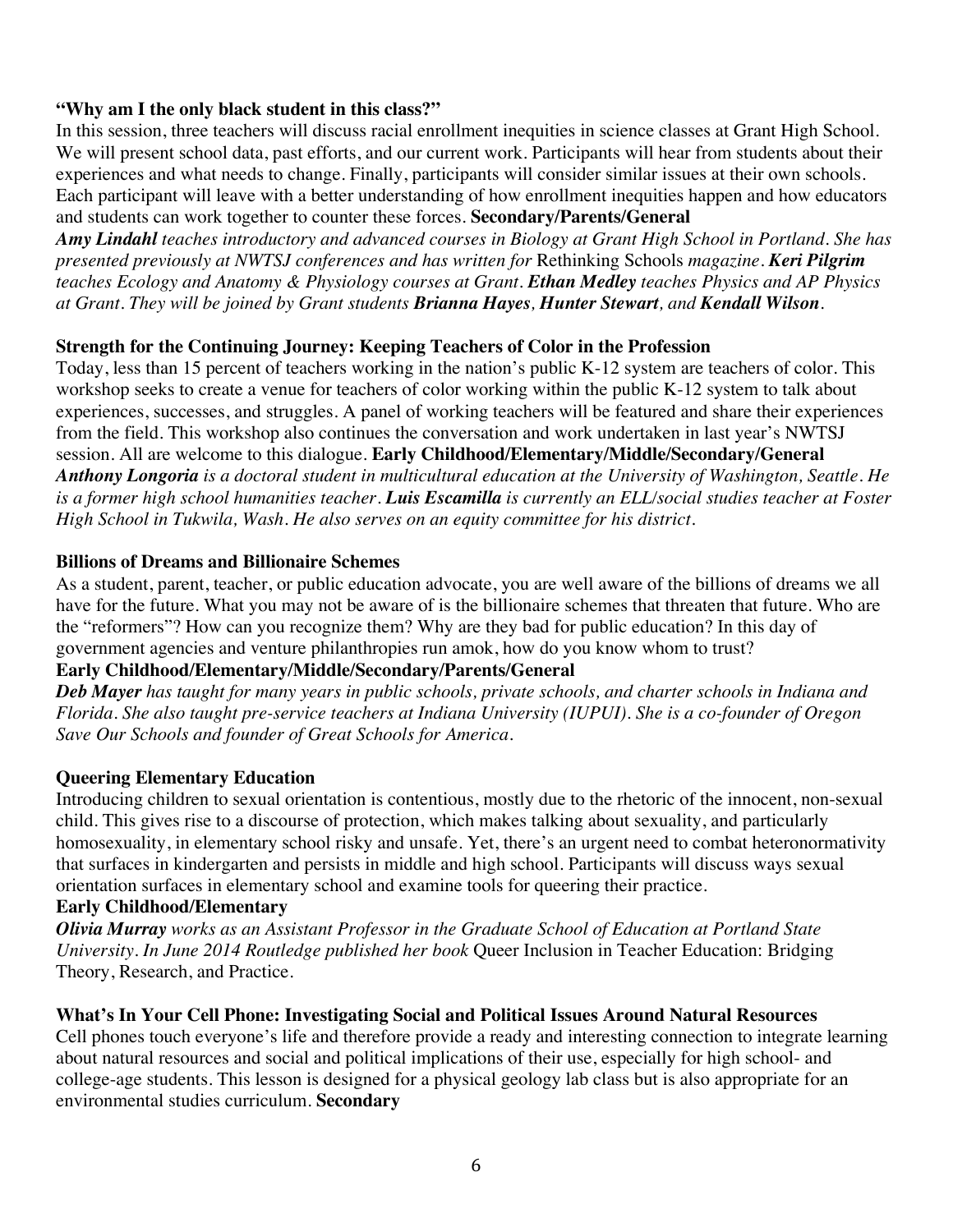**“Why am I the only black student in this class?”**

In this session, three teachers will discuss racial enrollment inequities in science classes at Grant High School. We will present school data, past efforts, and our current work. Participants will hear from students about their experiences and what needs to change. Finally, participants will consider similar issues at their own schools. Each participant will leave with a better understanding of how enrollment inequities happen and how educators and students can work together to counter these forces. **Secondary/Parents/General**

***Amy Lindahl*** *teaches introductory and advanced courses in Biology at Grant High School in Portland. She has presented previously at NWTSJ conferences and has written for* Rethinking Schools *magazine.* ***Keri Pilgrim*** *teaches Ecology and Anatomy & Physiology courses at Grant.* ***Ethan Medley*** *teaches Physics and AP Physics at Grant. They will be joined by Grant students* ***Brianna Hayes, Hunter Stewart****, and* ***Kendall Wilson****.*

**Strength for the Continuing Journey: Keeping Teachers of Color in the Profession**

Today, less than 15 percent of teachers working in the nation’s public K-12 system are teachers of color. This workshop seeks to create a venue for teachers of color working within the public K-12 system to talk about experiences, successes, and struggles. A panel of working teachers will be featured and share their experiences from the field. This workshop also continues the conversation and work undertaken in last year’s NWTSJ session. All are welcome to this dialogue. **Early Childhood/Elementary/Middle/Secondary/General**

***Anthony Longoria*** *is a doctoral student in multicultural education at the University of Washington, Seattle. He is a former high school humanities teacher.* ***Luis Escamilla*** *is currently an ELL/social studies teacher at Foster High School in Tukwila, Wash. He also serves on an equity committee for his district.*

**Billions of Dreams and Billionaire Schemes**

As a student, parent, teacher, or public education advocate, you are well aware of the billions of dreams we all have for the future. What you may not be aware of is the billionaire schemes that threaten that future. Who are the “reformers”? How can you recognize them? Why are they bad for public education? In this day of government agencies and venture philanthropies run amok, how do you know whom to trust?

**Early Childhood/Elementary/Middle/Secondary/Parents/General**

***Deb Mayer*** *has taught for many years in public schools, private schools, and charter schools in Indiana and Florida. She also taught pre-service teachers at Indiana University (IUPUI). She is a co-founder of Oregon Save Our Schools and founder of Great Schools for America.*

**Queering Elementary Education**

Introducing children to sexual orientation is contentious, mostly due to the rhetoric of the innocent, non-sexual child. This gives rise to a discourse of protection, which makes talking about sexuality, and particularly homosexuality, in elementary school risky and unsafe. Yet, there’s an urgent need to combat heteronormativity that surfaces in kindergarten and persists in middle and high school. Participants will discuss ways sexual orientation surfaces in elementary school and examine tools for queering their practice.

**Early Childhood/Elementary**

***Olivia Murray*** *works as an Assistant Professor in the Graduate School of Education at Portland State University. In June 2014 Routledge published her book* Queer Inclusion in Teacher Education: Bridging Theory, Research, and Practice.

**What’s In Your Cell Phone: Investigating Social and Political Issues Around Natural Resources**

Cell phones touch everyone’s life and therefore provide a ready and interesting connection to integrate learning about natural resources and social and political implications of their use, especially for high school- and college-age students. This lesson is designed for a physical geology lab class but is also appropriate for an environmental studies curriculum. **Secondary**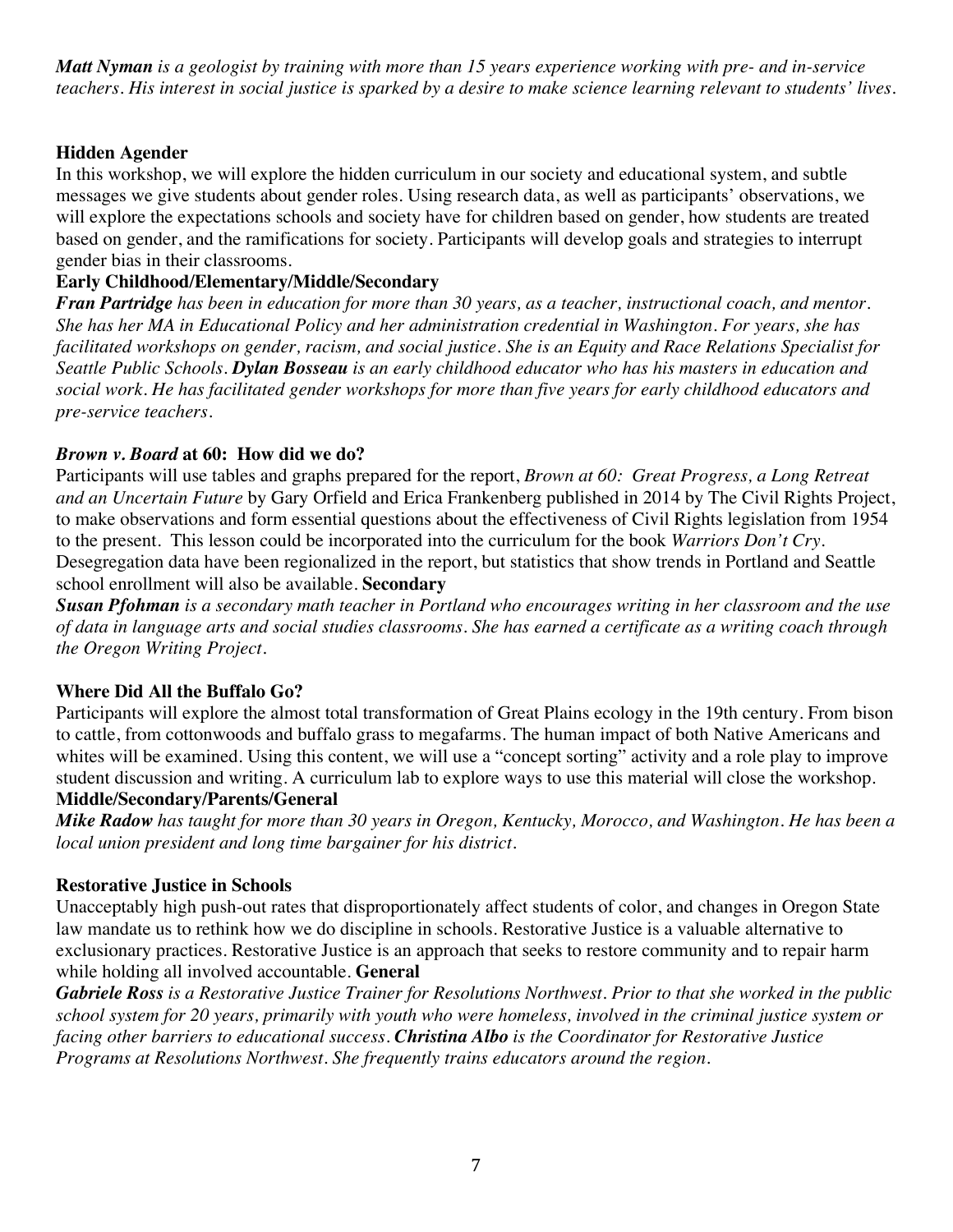***Matt Nyman*** *is a geologist by training with more than 15 years experience working with pre- and in-service teachers. His interest in social justice is sparked by a desire to make science learning relevant to students' lives.*

**Hidden Agender**

In this workshop, we will explore the hidden curriculum in our society and educational system, and subtle messages we give students about gender roles. Using research data, as well as participants' observations, we will explore the expectations schools and society have for children based on gender, how students are treated based on gender, and the ramifications for society. Participants will develop goals and strategies to interrupt gender bias in their classrooms.

**Early Childhood/Elementary/Middle/Secondary**

***Fran Partridge*** *has been in education for more than 30 years, as a teacher, instructional coach, and mentor. She has her MA in Educational Policy and her administration credential in Washington. For years, she has facilitated workshops on gender, racism, and social justice. She is an Equity and Race Relations Specialist for Seattle Public Schools.* ***Dylan Bosseau*** *is an early childhood educator who has his masters in education and social work. He has facilitated gender workshops for more than five years for early childhood educators and pre-service teachers.*

***Brown v. Board* at 60: How did we do?**

Participants will use tables and graphs prepared for the report, *Brown at 60: Great Progress, a Long Retreat and an Uncertain Future* by Gary Orfield and Erica Frankenberg published in 2014 by The Civil Rights Project, to make observations and form essential questions about the effectiveness of Civil Rights legislation from 1954 to the present. This lesson could be incorporated into the curriculum for the book *Warriors Don't Cry*. Desegregation data have been regionalized in the report, but statistics that show trends in Portland and Seattle school enrollment will also be available. **Secondary**

***Susan Pfohman*** *is a secondary math teacher in Portland who encourages writing in her classroom and the use of data in language arts and social studies classrooms. She has earned a certificate as a writing coach through the Oregon Writing Project.*

**Where Did All the Buffalo Go?**

Participants will explore the almost total transformation of Great Plains ecology in the 19th century. From bison to cattle, from cottonwoods and buffalo grass to megafarms. The human impact of both Native Americans and whites will be examined. Using this content, we will use a "concept sorting" activity and a role play to improve student discussion and writing. A curriculum lab to explore ways to use this material will close the workshop.

**Middle/Secondary/Parents/General**

***Mike Radow*** *has taught for more than 30 years in Oregon, Kentucky, Morocco, and Washington. He has been a local union president and long time bargainer for his district.*

**Restorative Justice in Schools**

Unacceptably high push-out rates that disproportionately affect students of color, and changes in Oregon State law mandate us to rethink how we do discipline in schools. Restorative Justice is a valuable alternative to exclusionary practices. Restorative Justice is an approach that seeks to restore community and to repair harm while holding all involved accountable. **General**

***Gabriele Ross*** *is a Restorative Justice Trainer for Resolutions Northwest. Prior to that she worked in the public school system for 20 years, primarily with youth who were homeless, involved in the criminal justice system or facing other barriers to educational success.* ***Christina Albo*** *is the Coordinator for Restorative Justice Programs at Resolutions Northwest. She frequently trains educators around the region.*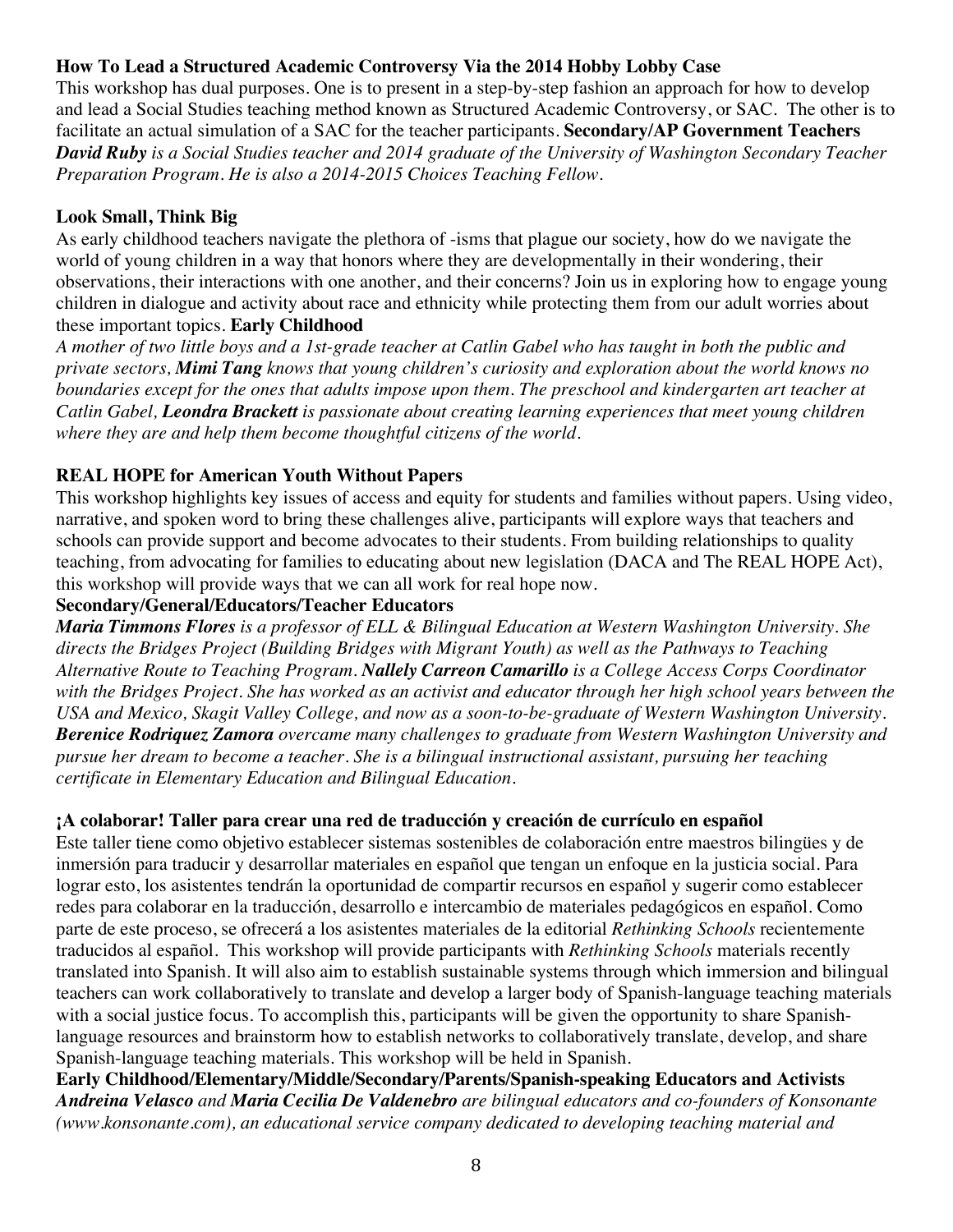### How To Lead a Structured Academic Controversy Via the 2014 Hobby Lobby Case

This workshop has dual purposes. One is to present in a step-by-step fashion an approach for how to develop and lead a Social Studies teaching method known as Structured Academic Controversy, or SAC. The other is to facilitate an actual simulation of a SAC for the teacher participants. **Secondary/AP Government Teachers**

***David Ruby*** *is a Social Studies teacher and 2014 graduate of the University of Washington Secondary Teacher Preparation Program. He is also a 2014-2015 Choices Teaching Fellow.*

### Look Small, Think Big

As early childhood teachers navigate the plethora of -isms that plague our society, how do we navigate the world of young children in a way that honors where they are developmentally in their wondering, their observations, their interactions with one another, and their concerns? Join us in exploring how to engage young children in dialogue and activity about race and ethnicity while protecting them from our adult worries about these important topics. **Early Childhood**

*A mother of two little boys and a 1st-grade teacher at Catlin Gabel who has taught in both the public and private sectors,* ***Mimi Tang*** *knows that young children's curiosity and exploration about the world knows no boundaries except for the ones that adults impose upon them. The preschool and kindergarten art teacher at Catlin Gabel,* ***Leondra Brackett*** *is passionate about creating learning experiences that meet young children where they are and help them become thoughtful citizens of the world.*

### REAL HOPE for American Youth Without Papers

This workshop highlights key issues of access and equity for students and families without papers. Using video, narrative, and spoken word to bring these challenges alive, participants will explore ways that teachers and schools can provide support and become advocates to their students. From building relationships to quality teaching, from advocating for families to educating about new legislation (DACA and The REAL HOPE Act), this workshop will provide ways that we can all work for real hope now.

**Secondary/General/Educators/Teacher Educators**

***Maria Timmons Flores*** *is a professor of ELL & Bilingual Education at Western Washington University. She directs the Bridges Project (Building Bridges with Migrant Youth) as well as the Pathways to Teaching Alternative Route to Teaching Program.* ***Nallely Carreon Camarillo*** *is a College Access Corps Coordinator with the Bridges Project. She has worked as an activist and educator through her high school years between the USA and Mexico, Skagit Valley College, and now as a soon-to-be-graduate of Western Washington University.* ***Berenice Rodriquez Zamora*** *overcame many challenges to graduate from Western Washington University and pursue her dream to become a teacher. She is a bilingual instructional assistant, pursuing her teaching certificate in Elementary Education and Bilingual Education.*

### ¡A colaborar! Taller para crear una red de traducción y creación de currículo en español

Este taller tiene como objetivo establecer sistemas sostenibles de colaboración entre maestros bilingües y de inmersión para traducir y desarrollar materiales en español que tengan un enfoque en la justicia social. Para lograr esto, los asistentes tendrán la oportunidad de compartir recursos en español y sugerir como establecer redes para colaborar en la traducción, desarrollo e intercambio de materiales pedagógicos en español. Como parte de este proceso, se ofrecerá a los asistentes materiales de la editorial *Rethinking Schools* recientemente traducidos al español. This workshop will provide participants with *Rethinking Schools* materials recently translated into Spanish. It will also aim to establish sustainable systems through which immersion and bilingual teachers can work collaboratively to translate and develop a larger body of Spanish-language teaching materials with a social justice focus. To accomplish this, participants will be given the opportunity to share Spanish-language resources and brainstorm how to establish networks to collaboratively translate, develop, and share Spanish-language teaching materials. This workshop will be held in Spanish.

**Early Childhood/Elementary/Middle/Secondary/Parents/Spanish-speaking Educators and Activists**

***Andreina Velasco*** *and* ***Maria Cecilia De Valdenebro*** *are bilingual educators and co-founders of Konsonante (www.konsonante.com), an educational service company dedicated to developing teaching material and*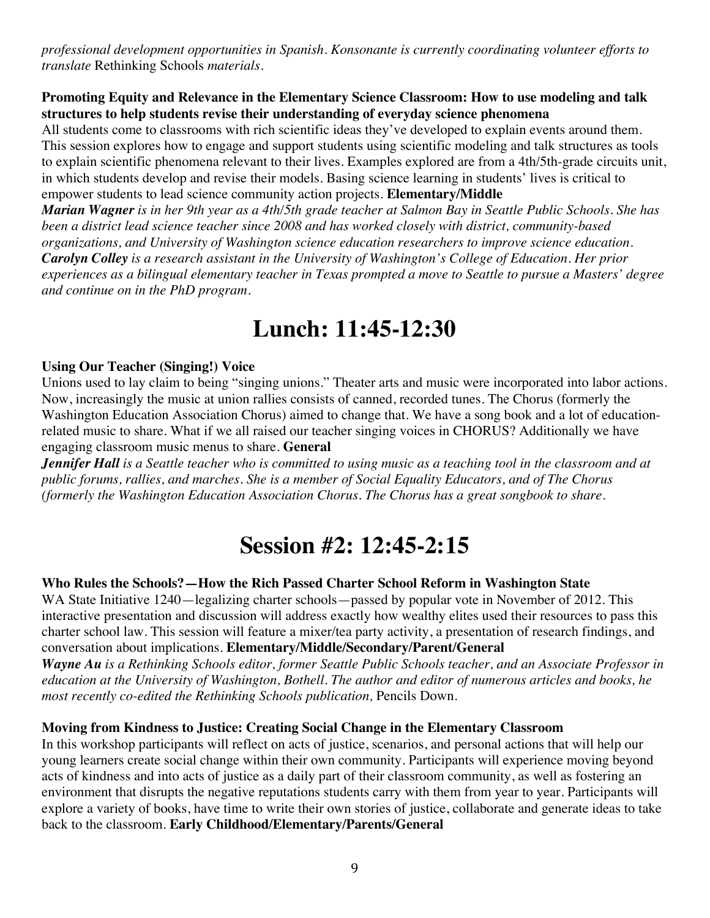*professional development opportunities in Spanish. Konsonante is currently coordinating volunteer efforts to translate* Rethinking Schools *materials.*

**Promoting Equity and Relevance in the Elementary Science Classroom: How to use modeling and talk structures to help students revise their understanding of everyday science phenomena**

All students come to classrooms with rich scientific ideas they've developed to explain events around them. This session explores how to engage and support students using scientific modeling and talk structures as tools to explain scientific phenomena relevant to their lives. Examples explored are from a 4th/5th-grade circuits unit, in which students develop and revise their models. Basing science learning in students' lives is critical to empower students to lead science community action projects. **Elementary/Middle**

***Marian Wagner*** *is in her 9th year as a 4th/5th grade teacher at Salmon Bay in Seattle Public Schools. She has been a district lead science teacher since 2008 and has worked closely with district, community-based organizations, and University of Washington science education researchers to improve science education.* ***Carolyn Colley*** *is a research assistant in the University of Washington's College of Education. Her prior experiences as a bilingual elementary teacher in Texas prompted a move to Seattle to pursue a Masters' degree and continue on in the PhD program.*

# Lunch: 11:45-12:30

**Using Our Teacher (Singing!) Voice**

Unions used to lay claim to being "singing unions." Theater arts and music were incorporated into labor actions. Now, increasingly the music at union rallies consists of canned, recorded tunes. The Chorus (formerly the Washington Education Association Chorus) aimed to change that. We have a song book and a lot of education-related music to share. What if we all raised our teacher singing voices in CHORUS? Additionally we have engaging classroom music menus to share. **General**

***Jennifer Hall*** *is a Seattle teacher who is committed to using music as a teaching tool in the classroom and at public forums, rallies, and marches. She is a member of Social Equality Educators, and of The Chorus (formerly the Washington Education Association Chorus. The Chorus has a great songbook to share.*

# Session #2: 12:45-2:15

**Who Rules the Schools?—How the Rich Passed Charter School Reform in Washington State**

WA State Initiative 1240—legalizing charter schools—passed by popular vote in November of 2012. This interactive presentation and discussion will address exactly how wealthy elites used their resources to pass this charter school law. This session will feature a mixer/tea party activity, a presentation of research findings, and conversation about implications. **Elementary/Middle/Secondary/Parent/General**

***Wayne Au*** *is a Rethinking Schools editor, former Seattle Public Schools teacher, and an Associate Professor in education at the University of Washington, Bothell. The author and editor of numerous articles and books, he most recently co-edited the Rethinking Schools publication,* Pencils Down.

**Moving from Kindness to Justice: Creating Social Change in the Elementary Classroom**

In this workshop participants will reflect on acts of justice, scenarios, and personal actions that will help our young learners create social change within their own community. Participants will experience moving beyond acts of kindness and into acts of justice as a daily part of their classroom community, as well as fostering an environment that disrupts the negative reputations students carry with them from year to year. Participants will explore a variety of books, have time to write their own stories of justice, collaborate and generate ideas to take back to the classroom. **Early Childhood/Elementary/Parents/General**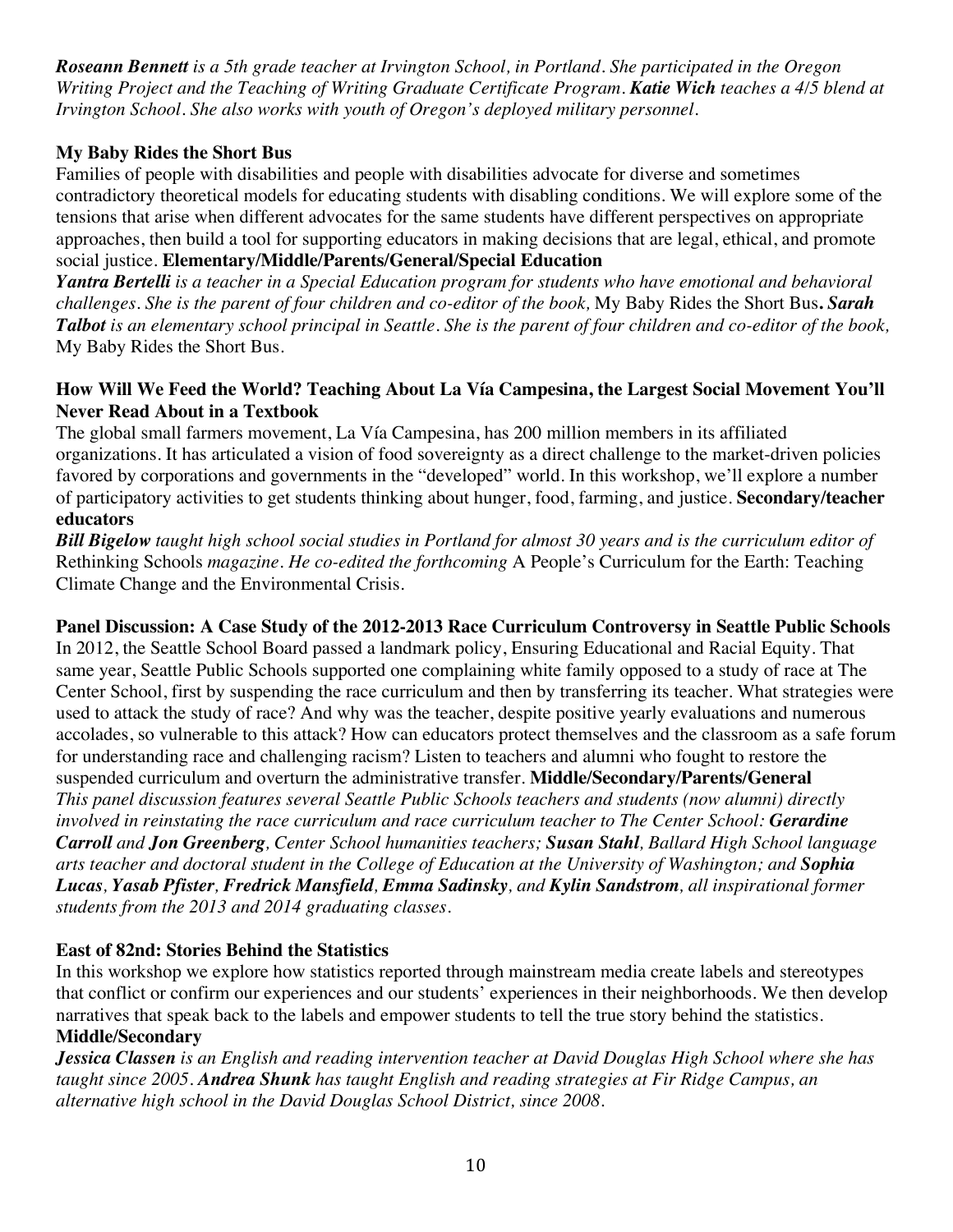*__Roseann Bennett__ is a 5th grade teacher at Irvington School, in Portland. She participated in the Oregon Writing Project and the Teaching of Writing Graduate Certificate Program. __Katie Wich__ teaches a 4/5 blend at Irvington School. She also works with youth of Oregon's deployed military personnel.*

### My Baby Rides the Short Bus

Families of people with disabilities and people with disabilities advocate for diverse and sometimes contradictory theoretical models for educating students with disabling conditions. We will explore some of the tensions that arise when different advocates for the same students have different perspectives on appropriate approaches, then build a tool for supporting educators in making decisions that are legal, ethical, and promote social justice. **Elementary/Middle/Parents/General/Special Education**

***Yantra Bertelli*** *is a teacher in a Special Education program for students who have emotional and behavioral challenges. She is the parent of four children and co-editor of the book,* My Baby Rides the Short Bus**.** ***Sarah Talbot*** *is an elementary school principal in Seattle. She is the parent of four children and co-editor of the book,* My Baby Rides the Short Bus.

### How Will We Feed the World? Teaching About La Vía Campesina, the Largest Social Movement You'll Never Read About in a Textbook

The global small farmers movement, La Vía Campesina, has 200 million members in its affiliated organizations. It has articulated a vision of food sovereignty as a direct challenge to the market-driven policies favored by corporations and governments in the "developed" world. In this workshop, we'll explore a number of participatory activities to get students thinking about hunger, food, farming, and justice. **Secondary/teacher educators**

***Bill Bigelow*** *taught high school social studies in Portland for almost 30 years and is the curriculum editor of* Rethinking Schools *magazine. He co-edited the forthcoming* A People's Curriculum for the Earth: Teaching Climate Change and the Environmental Crisis.

### Panel Discussion: A Case Study of the 2012-2013 Race Curriculum Controversy in Seattle Public Schools

In 2012, the Seattle School Board passed a landmark policy, Ensuring Educational and Racial Equity. That same year, Seattle Public Schools supported one complaining white family opposed to a study of race at The Center School, first by suspending the race curriculum and then by transferring its teacher. What strategies were used to attack the study of race? And why was the teacher, despite positive yearly evaluations and numerous accolades, so vulnerable to this attack? How can educators protect themselves and the classroom as a safe forum for understanding race and challenging racism? Listen to teachers and alumni who fought to restore the suspended curriculum and overturn the administrative transfer. **Middle/Secondary/Parents/General**

*This panel discussion features several Seattle Public Schools teachers and students (now alumni) directly involved in reinstating the race curriculum and race curriculum teacher to The Center School: __Gerardine Carroll__ and __Jon Greenberg__, Center School humanities teachers; __Susan Stahl__, Ballard High School language arts teacher and doctoral student in the College of Education at the University of Washington; and __Sophia Lucas__, __Yasab Pfister__, __Fredrick Mansfield__, __Emma Sadinsky__, and __Kylin Sandstrom__, all inspirational former students from the 2013 and 2014 graduating classes.*

### East of 82nd: Stories Behind the Statistics

In this workshop we explore how statistics reported through mainstream media create labels and stereotypes that conflict or confirm our experiences and our students' experiences in their neighborhoods. We then develop narratives that speak back to the labels and empower students to tell the true story behind the statistics. **Middle/Secondary**

*__Jessica Classen__ is an English and reading intervention teacher at David Douglas High School where she has taught since 2005. __Andrea Shunk__ has taught English and reading strategies at Fir Ridge Campus, an alternative high school in the David Douglas School District, since 2008.*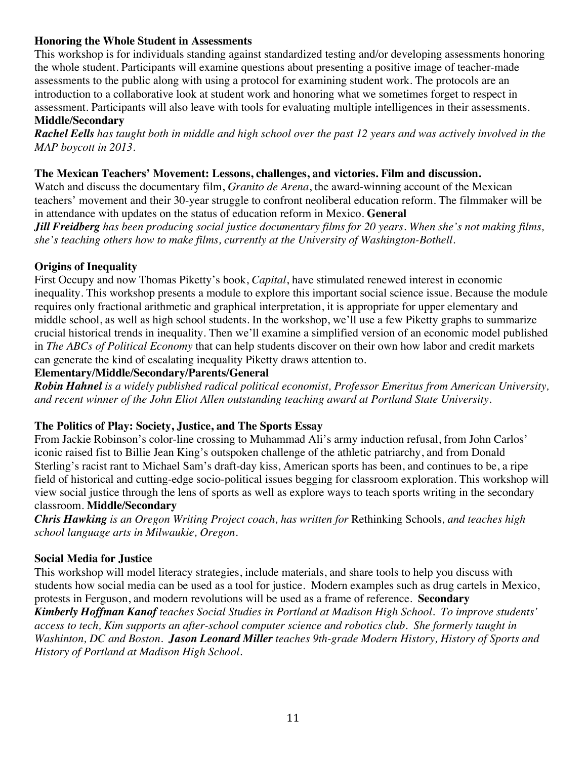### Honoring the Whole Student in Assessments

This workshop is for individuals standing against standardized testing and/or developing assessments honoring the whole student. Participants will examine questions about presenting a positive image of teacher-made assessments to the public along with using a protocol for examining student work. The protocols are an introduction to a collaborative look at student work and honoring what we sometimes forget to respect in assessment. Participants will also leave with tools for evaluating multiple intelligences in their assessments.
**Middle/Secondary**

***Rachel Eells*** *has taught both in middle and high school over the past 12 years and was actively involved in the MAP boycott in 2013.*

### The Mexican Teachers' Movement: Lessons, challenges, and victories. Film and discussion.

Watch and discuss the documentary film, *Granito de Arena*, the award-winning account of the Mexican teachers' movement and their 30-year struggle to confront neoliberal education reform. The filmmaker will be in attendance with updates on the status of education reform in Mexico. **General**

***Jill Freidberg*** *has been producing social justice documentary films for 20 years. When she's not making films, she's teaching others how to make films, currently at the University of Washington-Bothell.*

### Origins of Inequality

First Occupy and now Thomas Piketty's book, *Capital*, have stimulated renewed interest in economic inequality. This workshop presents a module to explore this important social science issue. Because the module requires only fractional arithmetic and graphical interpretation, it is appropriate for upper elementary and middle school, as well as high school students. In the workshop, we'll use a few Piketty graphs to summarize crucial historical trends in inequality. Then we'll examine a simplified version of an economic model published in *The ABCs of Political Economy* that can help students discover on their own how labor and credit markets can generate the kind of escalating inequality Piketty draws attention to.
**Elementary/Middle/Secondary/Parents/General**

***Robin Hahnel*** *is a widely published radical political economist, Professor Emeritus from American University, and recent winner of the John Eliot Allen outstanding teaching award at Portland State University.*

### The Politics of Play: Society, Justice, and The Sports Essay

From Jackie Robinson's color-line crossing to Muhammad Ali's army induction refusal, from John Carlos' iconic raised fist to Billie Jean King's outspoken challenge of the athletic patriarchy, and from Donald Sterling's racist rant to Michael Sam's draft-day kiss, American sports has been, and continues to be, a ripe field of historical and cutting-edge socio-political issues begging for classroom exploration. This workshop will view social justice through the lens of sports as well as explore ways to teach sports writing in the secondary classroom. **Middle/Secondary**

***Chris Hawking*** *is an Oregon Writing Project coach, has written for* Rethinking Schools*, and teaches high school language arts in Milwaukie, Oregon.*

### Social Media for Justice

This workshop will model literacy strategies, include materials, and share tools to help you discuss with students how social media can be used as a tool for justice. Modern examples such as drug cartels in Mexico, protests in Ferguson, and modern revolutions will be used as a frame of reference. **Secondary**

***Kimberly Hoffman Kanof*** *teaches Social Studies in Portland at Madison High School. To improve students' access to tech, Kim supports an after-school computer science and robotics club. She formerly taught in Washinton, DC and Boston.* ***Jason Leonard Miller*** *teaches 9th-grade Modern History, History of Sports and History of Portland at Madison High School.*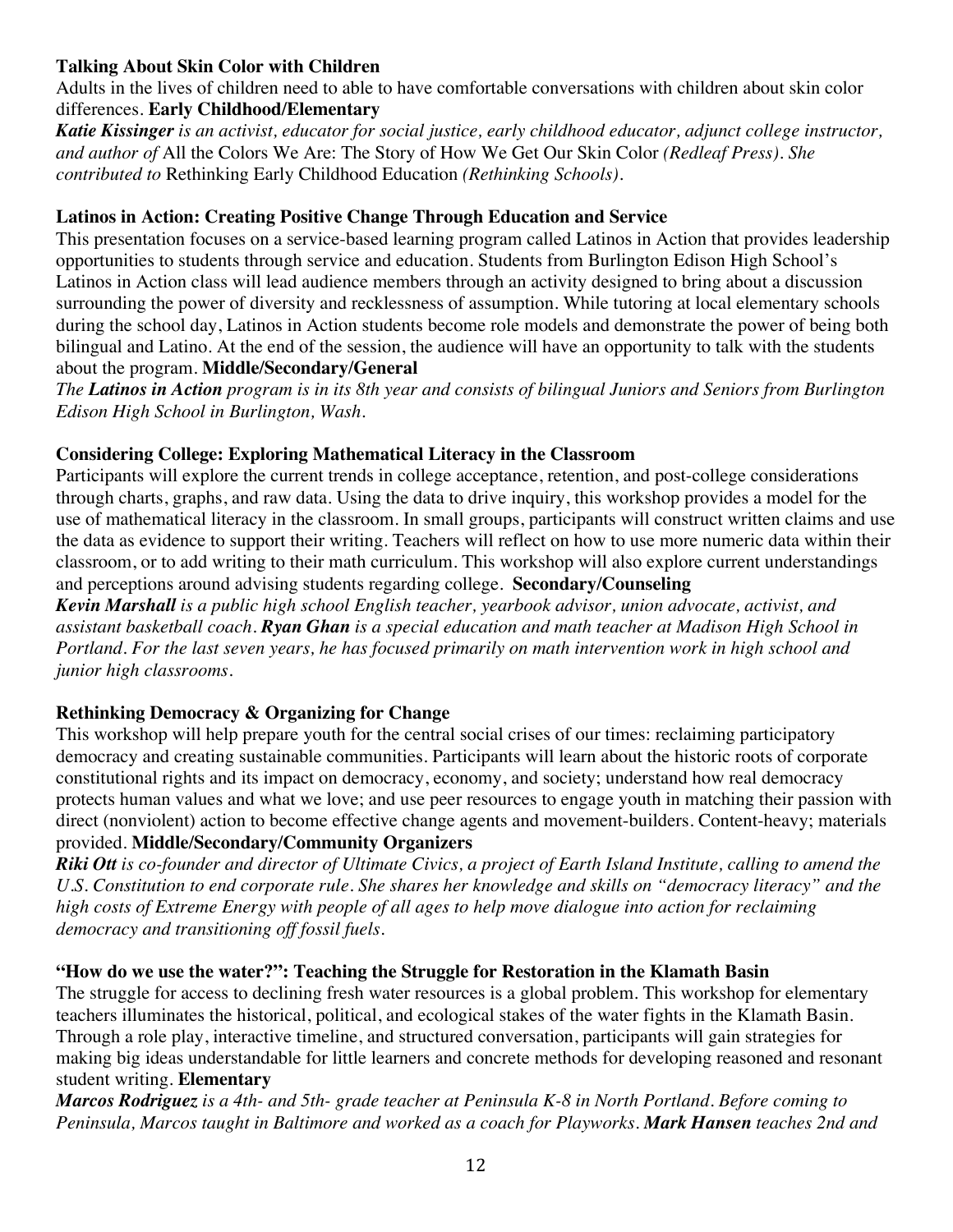### Talking About Skin Color with Children

Adults in the lives of children need to able to have comfortable conversations with children about skin color differences. **Early Childhood/Elementary**

***Katie Kissinger*** *is an activist, educator for social justice, early childhood educator, adjunct college instructor, and author of* All the Colors We Are: The Story of How We Get Our Skin Color *(Redleaf Press). She contributed to* Rethinking Early Childhood Education *(Rethinking Schools).*

### Latinos in Action: Creating Positive Change Through Education and Service

This presentation focuses on a service-based learning program called Latinos in Action that provides leadership opportunities to students through service and education. Students from Burlington Edison High School's Latinos in Action class will lead audience members through an activity designed to bring about a discussion surrounding the power of diversity and recklessness of assumption. While tutoring at local elementary schools during the school day, Latinos in Action students become role models and demonstrate the power of being both bilingual and Latino. At the end of the session, the audience will have an opportunity to talk with the students about the program. **Middle/Secondary/General**

*The **Latinos in Action** program is in its 8th year and consists of bilingual Juniors and Seniors from Burlington Edison High School in Burlington, Wash.*

### Considering College: Exploring Mathematical Literacy in the Classroom

Participants will explore the current trends in college acceptance, retention, and post-college considerations through charts, graphs, and raw data. Using the data to drive inquiry, this workshop provides a model for the use of mathematical literacy in the classroom. In small groups, participants will construct written claims and use the data as evidence to support their writing. Teachers will reflect on how to use more numeric data within their classroom, or to add writing to their math curriculum. This workshop will also explore current understandings and perceptions around advising students regarding college. **Secondary/Counseling**

***Kevin Marshall*** *is a public high school English teacher, yearbook advisor, union advocate, activist, and assistant basketball coach.* ***Ryan Ghan*** *is a special education and math teacher at Madison High School in Portland. For the last seven years, he has focused primarily on math intervention work in high school and junior high classrooms.*

### Rethinking Democracy & Organizing for Change

This workshop will help prepare youth for the central social crises of our times: reclaiming participatory democracy and creating sustainable communities. Participants will learn about the historic roots of corporate constitutional rights and its impact on democracy, economy, and society; understand how real democracy protects human values and what we love; and use peer resources to engage youth in matching their passion with direct (nonviolent) action to become effective change agents and movement-builders. Content-heavy; materials provided. **Middle/Secondary/Community Organizers**

***Riki Ott*** *is co-founder and director of Ultimate Civics, a project of Earth Island Institute, calling to amend the U.S. Constitution to end corporate rule. She shares her knowledge and skills on "democracy literacy" and the high costs of Extreme Energy with people of all ages to help move dialogue into action for reclaiming democracy and transitioning off fossil fuels.*

### "How do we use the water?": Teaching the Struggle for Restoration in the Klamath Basin

The struggle for access to declining fresh water resources is a global problem. This workshop for elementary teachers illuminates the historical, political, and ecological stakes of the water fights in the Klamath Basin. Through a role play, interactive timeline, and structured conversation, participants will gain strategies for making big ideas understandable for little learners and concrete methods for developing reasoned and resonant student writing. **Elementary**

***Marcos Rodriguez*** *is a 4th- and 5th- grade teacher at Peninsula K-8 in North Portland. Before coming to Peninsula, Marcos taught in Baltimore and worked as a coach for Playworks.* ***Mark Hansen*** *teaches 2nd and*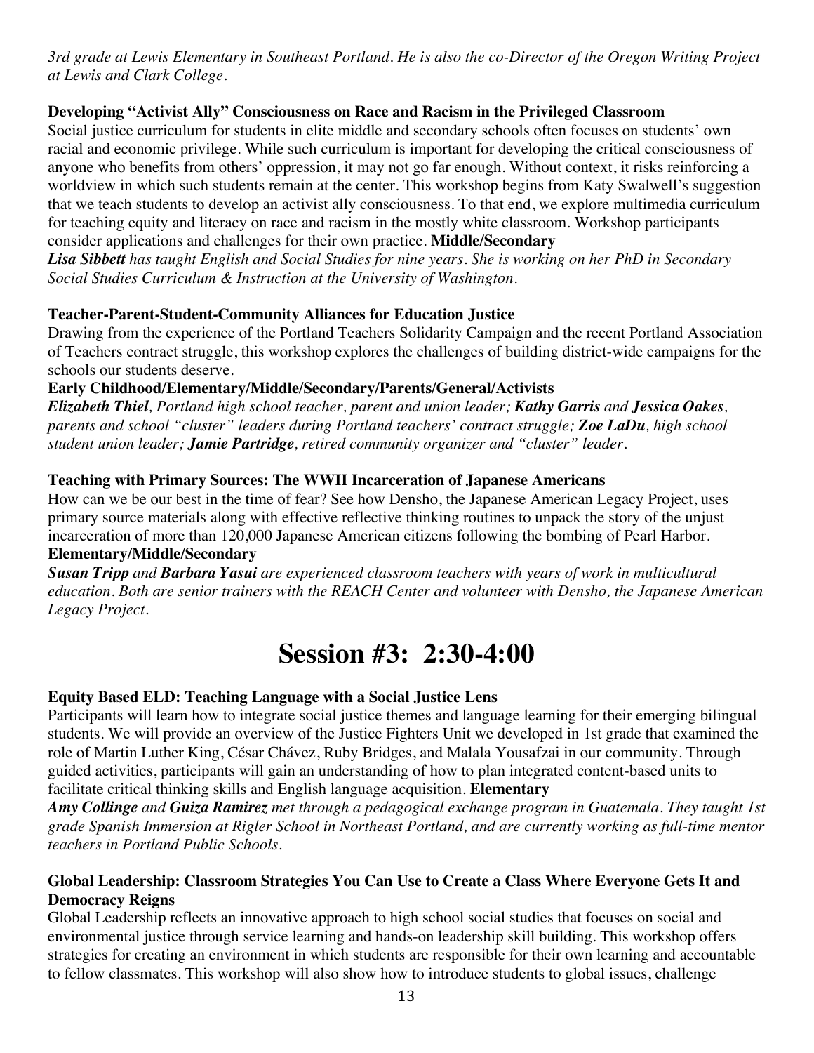*3rd grade at Lewis Elementary in Southeast Portland. He is also the co-Director of the Oregon Writing Project at Lewis and Clark College.*

**Developing "Activist Ally" Consciousness on Race and Racism in the Privileged Classroom**
Social justice curriculum for students in elite middle and secondary schools often focuses on students' own racial and economic privilege. While such curriculum is important for developing the critical consciousness of anyone who benefits from others' oppression, it may not go far enough. Without context, it risks reinforcing a worldview in which such students remain at the center. This workshop begins from Katy Swalwell's suggestion that we teach students to develop an activist ally consciousness. To that end, we explore multimedia curriculum for teaching equity and literacy on race and racism in the mostly white classroom. Workshop participants consider applications and challenges for their own practice. **Middle/Secondary**
***Lisa Sibbett*** *has taught English and Social Studies for nine years. She is working on her PhD in Secondary Social Studies Curriculum & Instruction at the University of Washington.*

**Teacher-Parent-Student-Community Alliances for Education Justice**
Drawing from the experience of the Portland Teachers Solidarity Campaign and the recent Portland Association of Teachers contract struggle, this workshop explores the challenges of building district-wide campaigns for the schools our students deserve.
**Early Childhood/Elementary/Middle/Secondary/Parents/General/Activists**
***Elizabeth Thiel****, Portland high school teacher, parent and union leader;* ***Kathy Garris*** *and* ***Jessica Oakes****, parents and school "cluster" leaders during Portland teachers' contract struggle;* ***Zoe LaDu****, high school student union leader;* ***Jamie Partridge****, retired community organizer and "cluster" leader.*

**Teaching with Primary Sources: The WWII Incarceration of Japanese Americans**
How can we be our best in the time of fear? See how Densho, the Japanese American Legacy Project, uses primary source materials along with effective reflective thinking routines to unpack the story of the unjust incarceration of more than 120,000 Japanese American citizens following the bombing of Pearl Harbor.
**Elementary/Middle/Secondary**
***Susan Tripp*** *and* ***Barbara Yasui*** *are experienced classroom teachers with years of work in multicultural education. Both are senior trainers with the REACH Center and volunteer with Densho, the Japanese American Legacy Project.*

# Session #3: 2:30-4:00

**Equity Based ELD: Teaching Language with a Social Justice Lens**
Participants will learn how to integrate social justice themes and language learning for their emerging bilingual students. We will provide an overview of the Justice Fighters Unit we developed in 1st grade that examined the role of Martin Luther King, César Chávez, Ruby Bridges, and Malala Yousafzai in our community. Through guided activities, participants will gain an understanding of how to plan integrated content-based units to facilitate critical thinking skills and English language acquisition. **Elementary**
***Amy Collinge*** *and* ***Guiza Ramirez*** *met through a pedagogical exchange program in Guatemala. They taught 1st grade Spanish Immersion at Rigler School in Northeast Portland, and are currently working as full-time mentor teachers in Portland Public Schools.*

**Global Leadership: Classroom Strategies You Can Use to Create a Class Where Everyone Gets It and Democracy Reigns**
Global Leadership reflects an innovative approach to high school social studies that focuses on social and environmental justice through service learning and hands-on leadership skill building. This workshop offers strategies for creating an environment in which students are responsible for their own learning and accountable to fellow classmates. This workshop will also show how to introduce students to global issues, challenge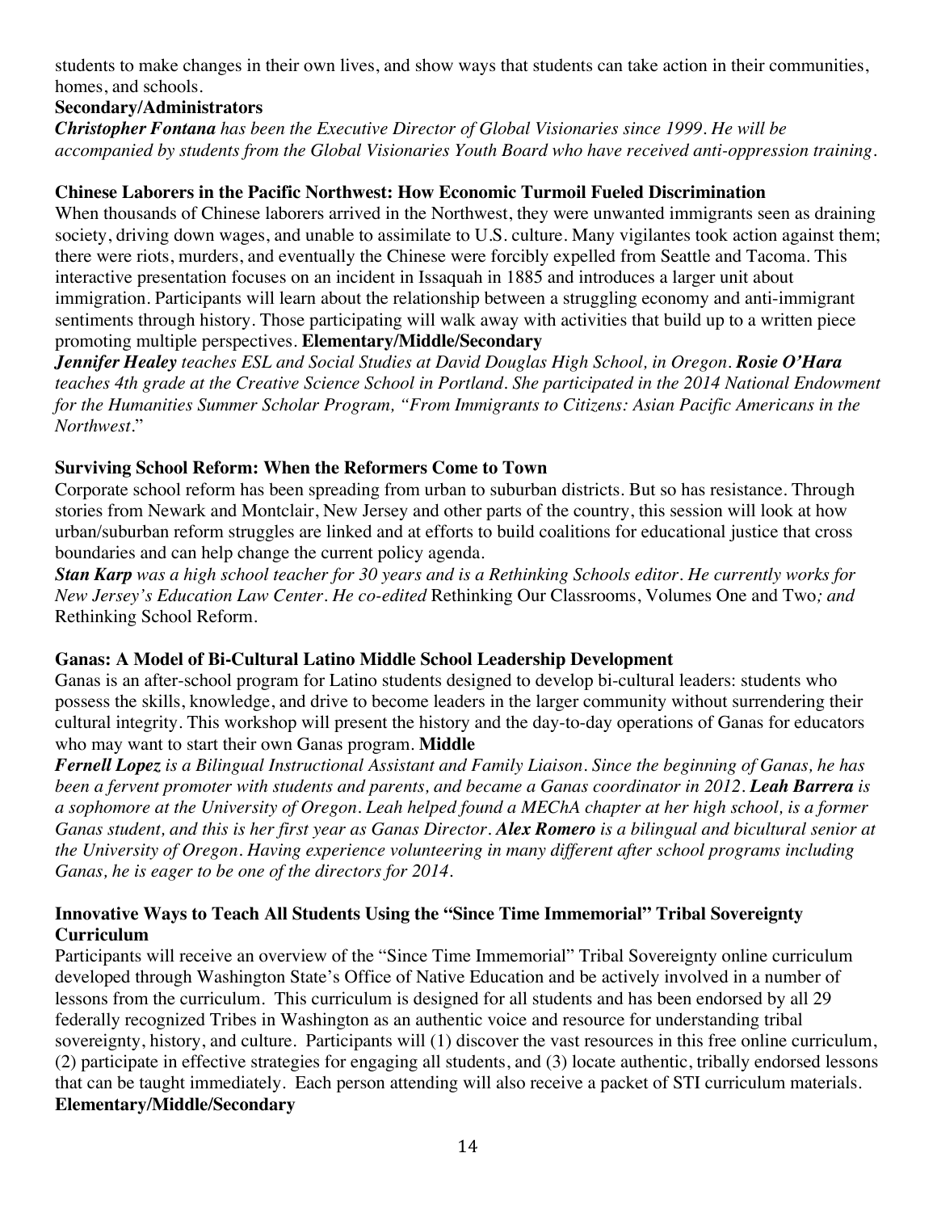students to make changes in their own lives, and show ways that students can take action in their communities, homes, and schools.

**Secondary/Administrators**

***Christopher Fontana*** *has been the Executive Director of Global Visionaries since 1999. He will be accompanied by students from the Global Visionaries Youth Board who have received anti-oppression training.*

**Chinese Laborers in the Pacific Northwest: How Economic Turmoil Fueled Discrimination**

When thousands of Chinese laborers arrived in the Northwest, they were unwanted immigrants seen as draining society, driving down wages, and unable to assimilate to U.S. culture. Many vigilantes took action against them; there were riots, murders, and eventually the Chinese were forcibly expelled from Seattle and Tacoma. This interactive presentation focuses on an incident in Issaquah in 1885 and introduces a larger unit about immigration. Participants will learn about the relationship between a struggling economy and anti-immigrant sentiments through history. Those participating will walk away with activities that build up to a written piece promoting multiple perspectives. **Elementary/Middle/Secondary**

***Jennifer Healey*** *teaches ESL and Social Studies at David Douglas High School, in Oregon.* ***Rosie O'Hara*** *teaches 4th grade at the Creative Science School in Portland. She participated in the 2014 National Endowment for the Humanities Summer Scholar Program, "From Immigrants to Citizens: Asian Pacific Americans in the Northwest."*

**Surviving School Reform: When the Reformers Come to Town**

Corporate school reform has been spreading from urban to suburban districts. But so has resistance. Through stories from Newark and Montclair, New Jersey and other parts of the country, this session will look at how urban/suburban reform struggles are linked and at efforts to build coalitions for educational justice that cross boundaries and can help change the current policy agenda.

***Stan Karp*** *was a high school teacher for 30 years and is a Rethinking Schools editor. He currently works for New Jersey's Education Law Center. He co-edited* Rethinking Our Classrooms, Volumes One and Two*; and* Rethinking School Reform.

**Ganas: A Model of Bi-Cultural Latino Middle School Leadership Development**

Ganas is an after-school program for Latino students designed to develop bi-cultural leaders: students who possess the skills, knowledge, and drive to become leaders in the larger community without surrendering their cultural integrity. This workshop will present the history and the day-to-day operations of Ganas for educators who may want to start their own Ganas program. **Middle**

***Fernell Lopez*** *is a Bilingual Instructional Assistant and Family Liaison. Since the beginning of Ganas, he has been a fervent promoter with students and parents, and became a Ganas coordinator in 2012.* ***Leah Barrera*** *is a sophomore at the University of Oregon. Leah helped found a MEChA chapter at her high school, is a former Ganas student, and this is her first year as Ganas Director.* ***Alex Romero*** *is a bilingual and bicultural senior at the University of Oregon. Having experience volunteering in many different after school programs including Ganas, he is eager to be one of the directors for 2014.*

**Innovative Ways to Teach All Students Using the "Since Time Immemorial" Tribal Sovereignty Curriculum**

Participants will receive an overview of the "Since Time Immemorial" Tribal Sovereignty online curriculum developed through Washington State's Office of Native Education and be actively involved in a number of lessons from the curriculum. This curriculum is designed for all students and has been endorsed by all 29 federally recognized Tribes in Washington as an authentic voice and resource for understanding tribal sovereignty, history, and culture. Participants will (1) discover the vast resources in this free online curriculum, (2) participate in effective strategies for engaging all students, and (3) locate authentic, tribally endorsed lessons that can be taught immediately. Each person attending will also receive a packet of STI curriculum materials. **Elementary/Middle/Secondary**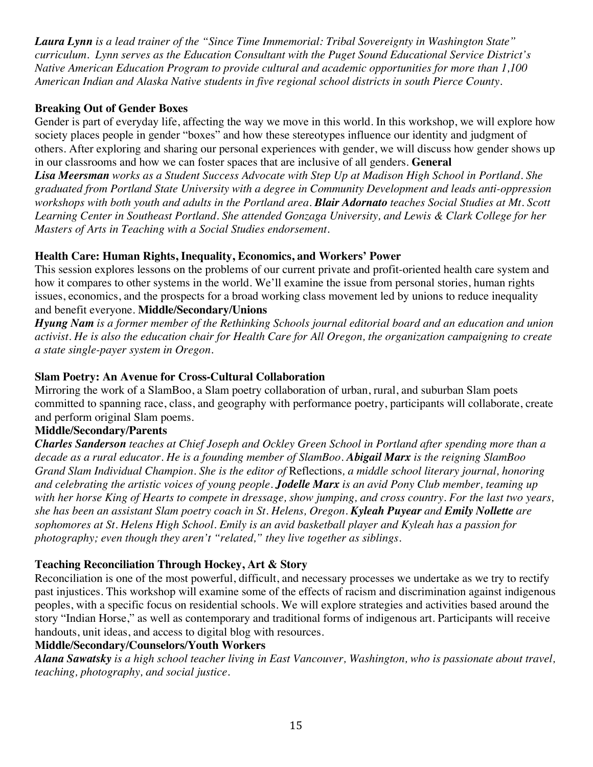***Laura Lynn** is a lead trainer of the "Since Time Immemorial: Tribal Sovereignty in Washington State" curriculum. Lynn serves as the Education Consultant with the Puget Sound Educational Service District's Native American Education Program to provide cultural and academic opportunities for more than 1,100 American Indian and Alaska Native students in five regional school districts in south Pierce County.*

### Breaking Out of Gender Boxes

Gender is part of everyday life, affecting the way we move in this world. In this workshop, we will explore how society places people in gender "boxes" and how these stereotypes influence our identity and judgment of others. After exploring and sharing our personal experiences with gender, we will discuss how gender shows up in our classrooms and how we can foster spaces that are inclusive of all genders. **General**

***Lisa Meersman** works as a Student Success Advocate with Step Up at Madison High School in Portland. She graduated from Portland State University with a degree in Community Development and leads anti-oppression workshops with both youth and adults in the Portland area. **Blair Adornato** teaches Social Studies at Mt. Scott Learning Center in Southeast Portland. She attended Gonzaga University, and Lewis & Clark College for her Masters of Arts in Teaching with a Social Studies endorsement.*

### Health Care: Human Rights, Inequality, Economics, and Workers' Power

This session explores lessons on the problems of our current private and profit-oriented health care system and how it compares to other systems in the world. We'll examine the issue from personal stories, human rights issues, economics, and the prospects for a broad working class movement led by unions to reduce inequality and benefit everyone. **Middle/Secondary/Unions**

***Hyung Nam** is a former member of the Rethinking Schools journal editorial board and an education and union activist. He is also the education chair for Health Care for All Oregon, the organization campaigning to create a state single-payer system in Oregon.*

### Slam Poetry: An Avenue for Cross-Cultural Collaboration

Mirroring the work of a SlamBoo, a Slam poetry collaboration of urban, rural, and suburban Slam poets committed to spanning race, class, and geography with performance poetry, participants will collaborate, create and perform original Slam poems.

**Middle/Secondary/Parents**

***Charles Sanderson** teaches at Chief Joseph and Ockley Green School in Portland after spending more than a decade as a rural educator. He is a founding member of SlamBoo. **Abigail Marx** is the reigning SlamBoo Grand Slam Individual Champion. She is the editor of* Reflections*, a middle school literary journal, honoring and celebrating the artistic voices of young people. **Jodelle Marx** is an avid Pony Club member, teaming up with her horse King of Hearts to compete in dressage, show jumping, and cross country. For the last two years, she has been an assistant Slam poetry coach in St. Helens, Oregon. **Kyleah Puyear** and **Emily Nollette** are sophomores at St. Helens High School. Emily is an avid basketball player and Kyleah has a passion for photography; even though they aren't "related," they live together as siblings.*

### Teaching Reconciliation Through Hockey, Art & Story

Reconciliation is one of the most powerful, difficult, and necessary processes we undertake as we try to rectify past injustices. This workshop will examine some of the effects of racism and discrimination against indigenous peoples, with a specific focus on residential schools. We will explore strategies and activities based around the story "Indian Horse," as well as contemporary and traditional forms of indigenous art. Participants will receive handouts, unit ideas, and access to digital blog with resources.

**Middle/Secondary/Counselors/Youth Workers**

***Alana Sawatsky** is a high school teacher living in East Vancouver, Washington, who is passionate about travel, teaching, photography, and social justice.*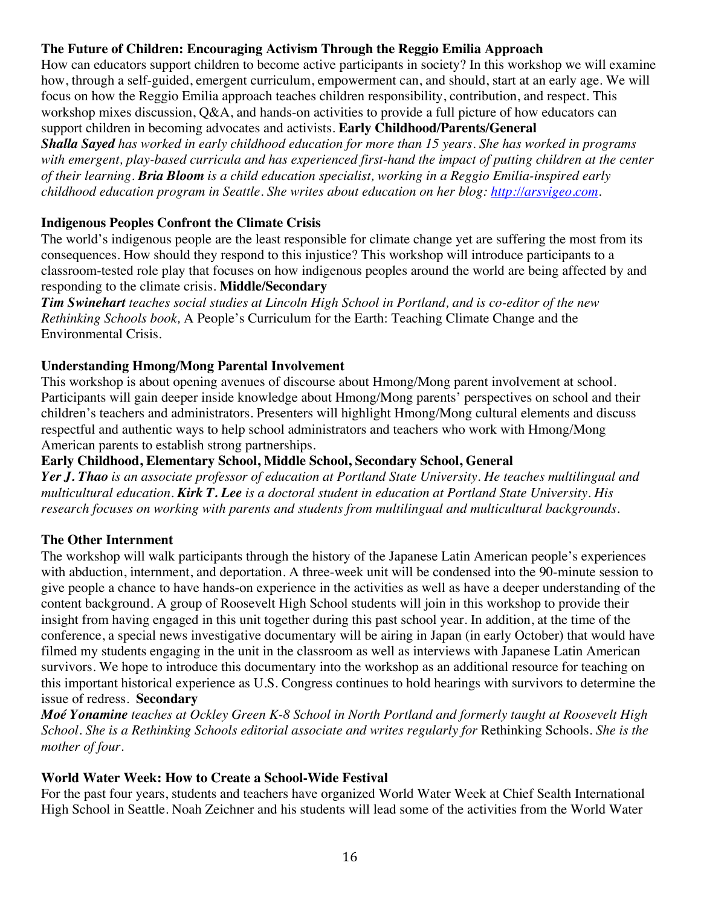### The Future of Children: Encouraging Activism Through the Reggio Emilia Approach

How can educators support children to become active participants in society? In this workshop we will examine how, through a self-guided, emergent curriculum, empowerment can, and should, start at an early age. We will focus on how the Reggio Emilia approach teaches children responsibility, contribution, and respect. This workshop mixes discussion, Q&A, and hands-on activities to provide a full picture of how educators can support children in becoming advocates and activists. **Early Childhood/Parents/General**

***Shalla Sayed*** *has worked in early childhood education for more than 15 years. She has worked in programs with emergent, play-based curricula and has experienced first-hand the impact of putting children at the center of their learning.* ***Bria Bloom*** *is a child education specialist, working in a Reggio Emilia-inspired early childhood education program in Seattle. She writes about education on her blog: [http://arsvigeo.com](http://arsvigeo.com).*

### Indigenous Peoples Confront the Climate Crisis

The world's indigenous people are the least responsible for climate change yet are suffering the most from its consequences. How should they respond to this injustice? This workshop will introduce participants to a classroom-tested role play that focuses on how indigenous peoples around the world are being affected by and responding to the climate crisis. **Middle/Secondary**

***Tim Swinehart*** *teaches social studies at Lincoln High School in Portland, and is co-editor of the new Rethinking Schools book,* A People's Curriculum for the Earth: Teaching Climate Change and the Environmental Crisis.

### Understanding Hmong/Mong Parental Involvement

This workshop is about opening avenues of discourse about Hmong/Mong parent involvement at school. Participants will gain deeper inside knowledge about Hmong/Mong parents' perspectives on school and their children's teachers and administrators. Presenters will highlight Hmong/Mong cultural elements and discuss respectful and authentic ways to help school administrators and teachers who work with Hmong/Mong American parents to establish strong partnerships.

**Early Childhood, Elementary School, Middle School, Secondary School, General**

***Yer J. Thao*** *is an associate professor of education at Portland State University. He teaches multilingual and multicultural education.* ***Kirk T. Lee*** *is a doctoral student in education at Portland State University. His research focuses on working with parents and students from multilingual and multicultural backgrounds.*

### The Other Internment

The workshop will walk participants through the history of the Japanese Latin American people's experiences with abduction, internment, and deportation. A three-week unit will be condensed into the 90-minute session to give people a chance to have hands-on experience in the activities as well as have a deeper understanding of the content background. A group of Roosevelt High School students will join in this workshop to provide their insight from having engaged in this unit together during this past school year. In addition, at the time of the conference, a special news investigative documentary will be airing in Japan (in early October) that would have filmed my students engaging in the unit in the classroom as well as interviews with Japanese Latin American survivors. We hope to introduce this documentary into the workshop as an additional resource for teaching on this important historical experience as U.S. Congress continues to hold hearings with survivors to determine the issue of redress. **Secondary**

***Moé Yonamine*** *teaches at Ockley Green K-8 School in North Portland and formerly taught at Roosevelt High School. She is a Rethinking Schools editorial associate and writes regularly for* Rethinking Schools. *She is the mother of four.*

### World Water Week: How to Create a School-Wide Festival

For the past four years, students and teachers have organized World Water Week at Chief Sealth International High School in Seattle. Noah Zeichner and his students will lead some of the activities from the World Water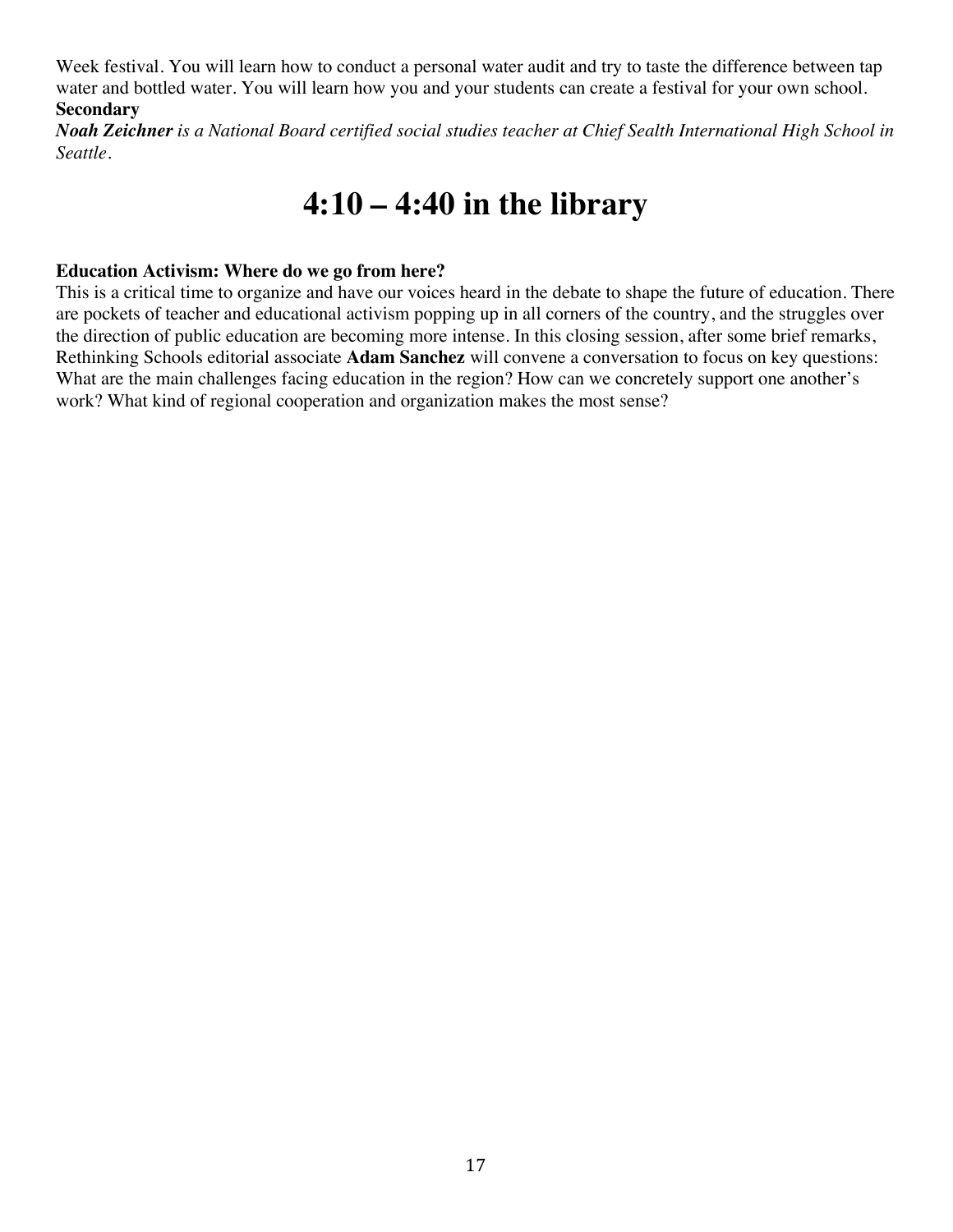Week festival. You will learn how to conduct a personal water audit and try to taste the difference between tap water and bottled water. You will learn how you and your students can create a festival for your own school.
**Secondary**
***Noah Zeichner*** *is a National Board certified social studies teacher at Chief Sealth International High School in Seattle.*

# 4:10 – 4:40 in the library

**Education Activism: Where do we go from here?**
This is a critical time to organize and have our voices heard in the debate to shape the future of education. There are pockets of teacher and educational activism popping up in all corners of the country, and the struggles over the direction of public education are becoming more intense. In this closing session, after some brief remarks, Rethinking Schools editorial associate **Adam Sanchez** will convene a conversation to focus on key questions: What are the main challenges facing education in the region? How can we concretely support one another's work? What kind of regional cooperation and organization makes the most sense?